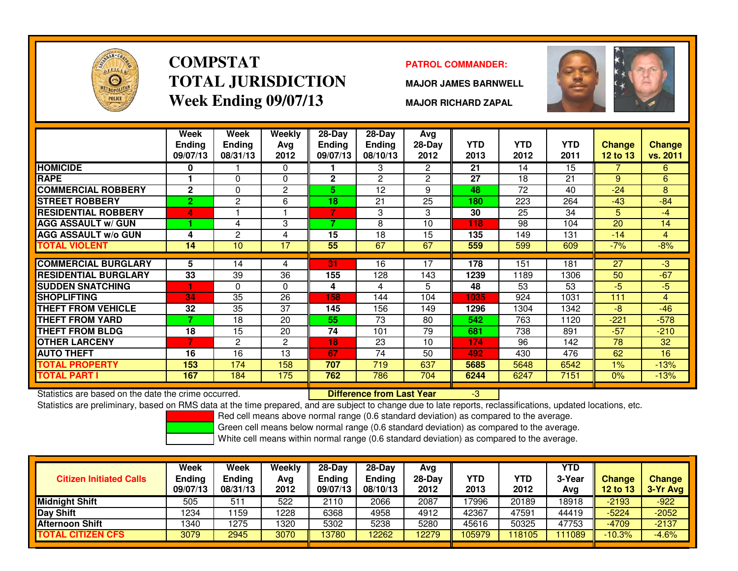# COMPSTAT
# TOTAL JURISDICTION
## Week Ending 09/07/13

**PATROL COMMANDER:**

**MAJOR JAMES BARNWELL**

**MAJOR RICHARD ZAPAL**

| | Week Ending 09/07/13 | Week Ending 08/31/13 | Weekly Avg 2012 | 28-Day Ending 09/07/13 | 28-Day Ending 08/10/13 | Avg 28-Day 2012 | YTD 2013 | YTD 2012 | YTD 2011 | Change 12 to 13 | Change vs. 2011 |
|---|---|---|---|---|---|---|---|---|---|---|---|
| **HOMICIDE** | **0** | 1 | 0 | **1** | 3 | 2 | **21** | 14 | 15 | 7 | 6 |
| **RAPE** | **1** | 0 | 0 | **2** | 2 | 2 | **27** | 18 | 21 | 9 | 6 |
| **COMMERCIAL ROBBERY** | **2** | 0 | 2 | **5** | 12 | 9 | **48** | 72 | 40 | -24 | 8 |
| **STREET ROBBERY** | **2** | 2 | 6 | **18** | 21 | 25 | **180** | 223 | 264 | -43 | -84 |
| **RESIDENTIAL ROBBERY** | **4** | 1 | 1 | **7** | 3 | 3 | **30** | 25 | 34 | 5 | -4 |
| **AGG ASSAULT w/ GUN** | **1** | 4 | 3 | **7** | 8 | 10 | **118** | 98 | 104 | 20 | 14 |
| **AGG ASSAULT w/o GUN** | **4** | 2 | 4 | **15** | 18 | 15 | **135** | 149 | 131 | -14 | 4 |
| **TOTAL VIOLENT** | **14** | 10 | 17 | **55** | 67 | 67 | **559** | 599 | 609 | -7% | -8% |
| **COMMERCIAL BURGLARY** | **5** | 14 | 4 | **31** | 16 | 17 | **178** | 151 | 181 | 27 | -3 |
| **RESIDENTIAL BURGLARY** | **33** | 39 | 36 | **155** | 128 | 143 | **1239** | 1189 | 1306 | 50 | -67 |
| **SUDDEN SNATCHING** | **1** | 0 | 0 | **4** | 4 | 5 | **48** | 53 | 53 | -5 | -5 |
| **SHOPLIFTING** | **34** | 35 | 26 | **158** | 144 | 104 | **1035** | 924 | 1031 | 111 | 4 |
| **THEFT FROM VEHICLE** | **32** | 35 | 37 | **145** | 156 | 149 | **1296** | 1304 | 1342 | -8 | -46 |
| **THEFT FROM YARD** | **7** | 18 | 20 | **55** | 73 | 80 | **542** | 763 | 1120 | -221 | -578 |
| **THEFT FROM BLDG** | **18** | 15 | 20 | **74** | 101 | 79 | **681** | 738 | 891 | -57 | -210 |
| **OTHER LARCENY** | **7** | 2 | 2 | **18** | 23 | 10 | **174** | 96 | 142 | 78 | 32 |
| **AUTO THEFT** | **16** | 16 | 13 | **67** | 74 | 50 | **492** | 430 | 476 | 62 | 16 |
| **TOTAL PROPERTY** | **153** | 174 | 158 | **707** | 719 | 637 | **5685** | 5648 | 6542 | 1% | -13% |
| **TOTAL PART I** | **167** | 184 | 175 | **762** | 786 | 704 | **6244** | 6247 | 7151 | 0% | -13% |

Statistics are based on the date the crime occurred. **Difference from Last Year** -3

Statistics are preliminary, based on RMS data at the time prepared, and are subject to change due to late reports, reclassifications, updated locations, etc.

Red cell means above normal range (0.6 standard deviation) as compared to the average.

Green cell means below normal range (0.6 standard deviation) as compared to the average.

White cell means within normal range (0.6 standard deviation) as compared to the average.

| Citizen Initiated Calls | Week Ending 09/07/13 | Week Ending 08/31/13 | Weekly Avg 2012 | 28-Day Ending 09/07/13 | 28-Day Ending 08/10/13 | Avg 28-Day 2012 | YTD 2013 | YTD 2012 | YTD 3-Year Avg | Change 12 to 13 | Change 3-Yr Avg |
|---|---|---|---|---|---|---|---|---|---|---|---|
| **Midnight Shift** | 505 | 511 | 522 | 2110 | 2066 | 2087 | 17996 | 20189 | 18918 | -2193 | -922 |
| **Day Shift** | 1234 | 1159 | 1228 | 6368 | 4958 | 4912 | 42367 | 47591 | 44419 | -5224 | -2052 |
| **Afternoon Shift** | 1340 | 1275 | 1320 | 5302 | 5238 | 5280 | 45616 | 50325 | 47753 | -4709 | -2137 |
| **TOTAL CITIZEN CFS** | 3079 | 2945 | 3070 | 13780 | 12262 | 12279 | 105979 | 118105 | 111089 | -10.3% | -4.6% |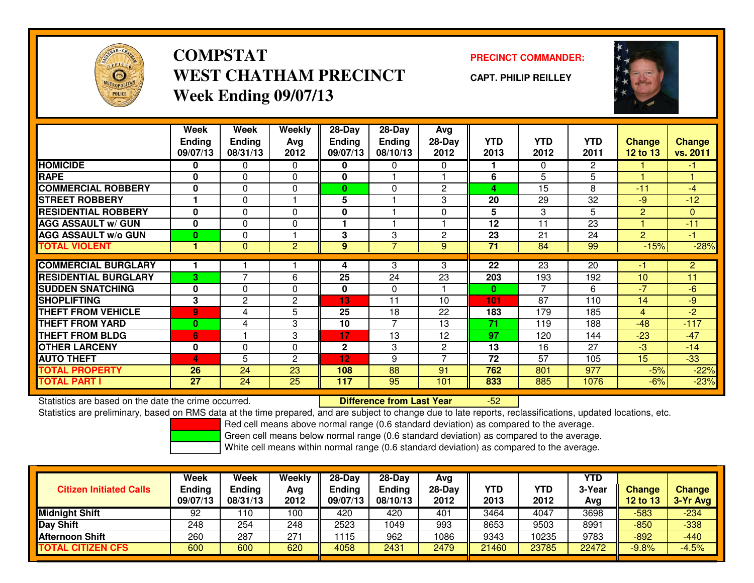# COMPSTAT
# WEST CHATHAM PRECINCT
## Week Ending 09/07/13

**PRECINCT COMMANDER:**

**CAPT. PHILIP REILLEY**

| | Week Ending 09/07/13 | Week Ending 08/31/13 | Weekly Avg 2012 | 28-Day Ending 09/07/13 | 28-Day Ending 08/10/13 | Avg 28-Day 2012 | YTD 2013 | YTD 2012 | YTD 2011 | Change 12 to 13 | Change vs. 2011 |
|---|---|---|---|---|---|---|---|---|---|---|---|
| **HOMICIDE** | **0** | 0 | 0 | **0** | 0 | 0 | **1** | 0 | 2 | 1 | -1 |
| **RAPE** | **0** | 0 | 0 | **0** | 1 | 1 | **6** | 5 | 5 | 1 | 1 |
| **COMMERCIAL ROBBERY** | **0** | 0 | 0 | **0** | 0 | 2 | **4** | 15 | 8 | -11 | -4 |
| **STREET ROBBERY** | **1** | 0 | 1 | **5** | 1 | 3 | **20** | 29 | 32 | -9 | -12 |
| **RESIDENTIAL ROBBERY** | **0** | 0 | 0 | **0** | 1 | 0 | **5** | 3 | 5 | 2 | 0 |
| **AGG ASSAULT w/ GUN** | **0** | 0 | 0 | **1** | 1 | 1 | **12** | 11 | 23 | 1 | -11 |
| **AGG ASSAULT w/o GUN** | **0** | 0 | 1 | **3** | 3 | 2 | **23** | 21 | 24 | 2 | -1 |
| **TOTAL VIOLENT** | **1** | 0 | 2 | **9** | 7 | 9 | **71** | 84 | 99 | -15% | -28% |
| **COMMERCIAL BURGLARY** | **1** | 1 | 1 | **4** | 3 | 3 | **22** | 23 | 20 | -1 | 2 |
| **RESIDENTIAL BURGLARY** | **3** | 7 | 6 | **25** | 24 | 23 | **203** | 193 | 192 | 10 | 11 |
| **SUDDEN SNATCHING** | **0** | 0 | 0 | **0** | 0 | 1 | **0** | 7 | 6 | -7 | -6 |
| **SHOPLIFTING** | **3** | 2 | 2 | **13** | 11 | 10 | **101** | 87 | 110 | 14 | -9 |
| **THEFT FROM VEHICLE** | **9** | 4 | 5 | **25** | 18 | 22 | **183** | 179 | 185 | 4 | -2 |
| **THEFT FROM YARD** | **0** | 4 | 3 | **10** | 7 | 13 | **71** | 119 | 188 | -48 | -117 |
| **THEFT FROM BLDG** | **6** | 1 | 3 | **17** | 13 | 12 | **97** | 120 | 144 | -23 | -47 |
| **OTHER LARCENY** | **0** | 0 | 0 | **2** | 3 | 2 | **13** | 16 | 27 | -3 | -14 |
| **AUTO THEFT** | **4** | 5 | 2 | **12** | 9 | 7 | **72** | 57 | 105 | 15 | -33 |
| **TOTAL PROPERTY** | **26** | 24 | 23 | **108** | 88 | 91 | **762** | 801 | 977 | -5% | -22% |
| **TOTAL PART I** | **27** | 24 | 25 | **117** | 95 | 101 | **833** | 885 | 1076 | -6% | -23% |

Statistics are based on the date the crime occurred. **Difference from Last Year** -52

Statistics are preliminary, based on RMS data at the time prepared, and are subject to change due to late reports, reclassifications, updated locations, etc.

Red cell means above normal range (0.6 standard deviation) as compared to the average.
Green cell means below normal range (0.6 standard deviation) as compared to the average.
White cell means within normal range (0.6 standard deviation) as compared to the average.

| Citizen Initiated Calls | Week Ending 09/07/13 | Week Ending 08/31/13 | Weekly Avg 2012 | 28-Day Ending 09/07/13 | 28-Day Ending 08/10/13 | Avg 28-Day 2012 | YTD 2013 | YTD 2012 | YTD 3-Year Avg | Change 12 to 13 | Change 3-Yr Avg |
|---|---|---|---|---|---|---|---|---|---|---|---|
| **Midnight Shift** | 92 | 110 | 100 | 420 | 420 | 401 | 3464 | 4047 | 3698 | -583 | -234 |
| **Day Shift** | 248 | 254 | 248 | 2523 | 1049 | 993 | 8653 | 9503 | 8991 | -850 | -338 |
| **Afternoon Shift** | 260 | 287 | 271 | 1115 | 962 | 1086 | 9343 | 10235 | 9783 | -892 | -440 |
| **TOTAL CITIZEN CFS** | 600 | 600 | 620 | 4058 | 2431 | 2479 | 21460 | 23785 | 22472 | -9.8% | -4.5% |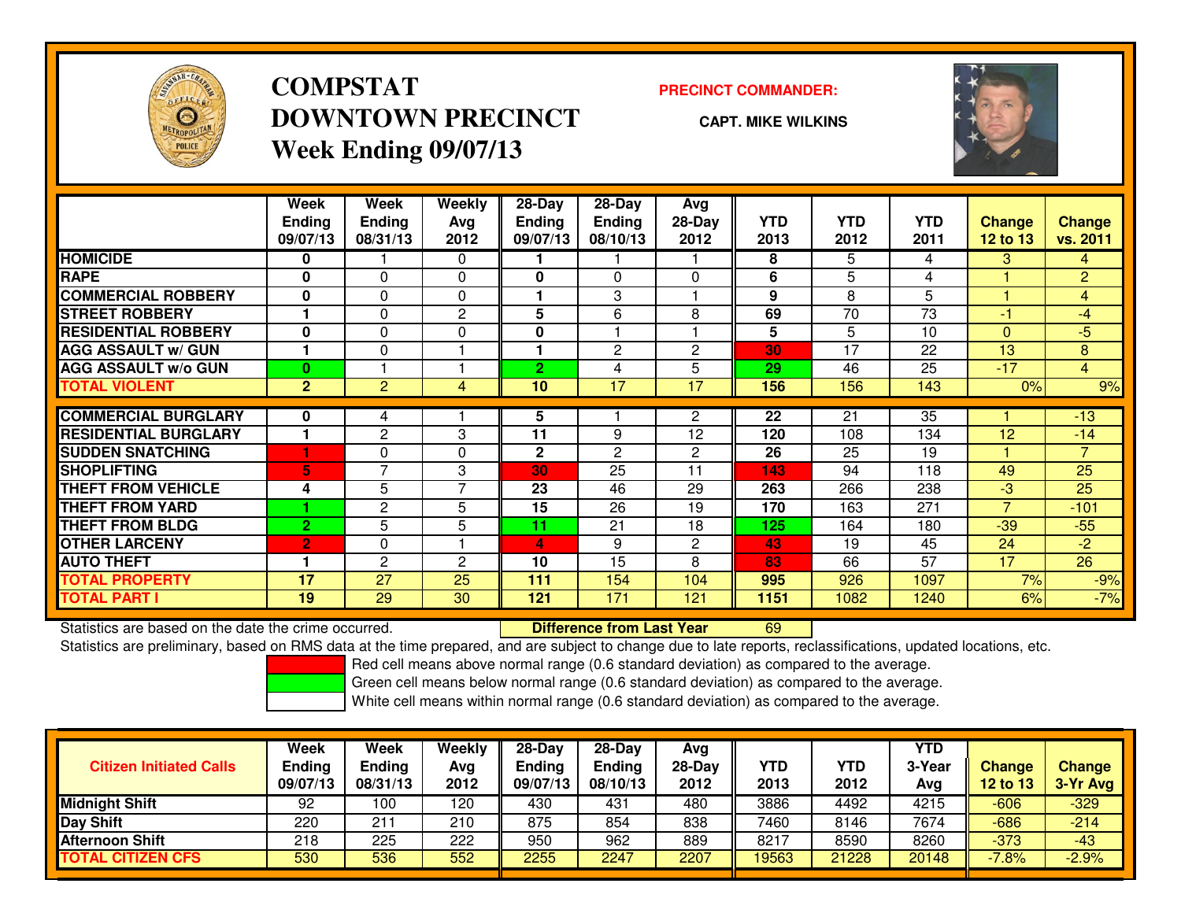# COMPSTAT
# DOWNTOWN PRECINCT
## Week Ending 09/07/13

**PRECINCT COMMANDER:**

**CAPT. MIKE WILKINS**

| | Week Ending 09/07/13 | Week Ending 08/31/13 | Weekly Avg 2012 | 28-Day Ending 09/07/13 | 28-Day Ending 08/10/13 | Avg 28-Day 2012 | YTD 2013 | YTD 2012 | YTD 2011 | Change 12 to 13 | Change vs. 2011 |
|---|---|---|---|---|---|---|---|---|---|---|---|
| HOMICIDE | 0 | 1 | 0 | 1 | 1 | 1 | 8 | 5 | 4 | 3 | 4 |
| RAPE | 0 | 0 | 0 | 0 | 0 | 0 | 6 | 5 | 4 | 1 | 2 |
| COMMERCIAL ROBBERY | 0 | 0 | 0 | 1 | 3 | 1 | 9 | 8 | 5 | 1 | 4 |
| STREET ROBBERY | 1 | 0 | 2 | 5 | 6 | 8 | 69 | 70 | 73 | -1 | -4 |
| RESIDENTIAL ROBBERY | 0 | 0 | 0 | 0 | 1 | 1 | 5 | 5 | 10 | 0 | -5 |
| AGG ASSAULT w/ GUN | 1 | 0 | 1 | 1 | 2 | 2 | 30 | 17 | 22 | 13 | 8 |
| AGG ASSAULT w/o GUN | 0 | 1 | 1 | 2 | 4 | 5 | 29 | 46 | 25 | -17 | 4 |
| TOTAL VIOLENT | 2 | 2 | 4 | 10 | 17 | 17 | 156 | 156 | 143 | 0% | 9% |
| COMMERCIAL BURGLARY | 0 | 4 | 1 | 5 | 1 | 2 | 22 | 21 | 35 | 1 | -13 |
| RESIDENTIAL BURGLARY | 1 | 2 | 3 | 11 | 9 | 12 | 120 | 108 | 134 | 12 | -14 |
| SUDDEN SNATCHING | 1 | 0 | 0 | 2 | 2 | 2 | 26 | 25 | 19 | 1 | 7 |
| SHOPLIFTING | 5 | 7 | 3 | 30 | 25 | 11 | 143 | 94 | 118 | 49 | 25 |
| THEFT FROM VEHICLE | 4 | 5 | 7 | 23 | 46 | 29 | 263 | 266 | 238 | -3 | 25 |
| THEFT FROM YARD | 1 | 2 | 5 | 15 | 26 | 19 | 170 | 163 | 271 | 7 | -101 |
| THEFT FROM BLDG | 2 | 5 | 5 | 11 | 21 | 18 | 125 | 164 | 180 | -39 | -55 |
| OTHER LARCENY | 2 | 0 | 1 | 4 | 9 | 2 | 43 | 19 | 45 | 24 | -2 |
| AUTO THEFT | 1 | 2 | 2 | 10 | 15 | 8 | 83 | 66 | 57 | 17 | 26 |
| TOTAL PROPERTY | 17 | 27 | 25 | 111 | 154 | 104 | 995 | 926 | 1097 | 7% | -9% |
| TOTAL PART I | 19 | 29 | 30 | 121 | 171 | 121 | 1151 | 1082 | 1240 | 6% | -7% |

Statistics are based on the date the crime occurred. **Difference from Last Year** 69

Statistics are preliminary, based on RMS data at the time prepared, and are subject to change due to late reports, reclassifications, updated locations, etc.

Red cell means above normal range (0.6 standard deviation) as compared to the average.
Green cell means below normal range (0.6 standard deviation) as compared to the average.
White cell means within normal range (0.6 standard deviation) as compared to the average.

| Citizen Initiated Calls | Week Ending 09/07/13 | Week Ending 08/31/13 | Weekly Avg 2012 | 28-Day Ending 09/07/13 | 28-Day Ending 08/10/13 | Avg 28-Day 2012 | YTD 2013 | YTD 2012 | YTD 3-Year Avg | Change 12 to 13 | Change 3-Yr Avg |
|---|---|---|---|---|---|---|---|---|---|---|---|
| Midnight Shift | 92 | 100 | 120 | 430 | 431 | 480 | 3886 | 4492 | 4215 | -606 | -329 |
| Day Shift | 220 | 211 | 210 | 875 | 854 | 838 | 7460 | 8146 | 7674 | -686 | -214 |
| Afternoon Shift | 218 | 225 | 222 | 950 | 962 | 889 | 8217 | 8590 | 8260 | -373 | -43 |
| TOTAL CITIZEN CFS | 530 | 536 | 552 | 2255 | 2247 | 2207 | 19563 | 21228 | 20148 | -7.8% | -2.9% |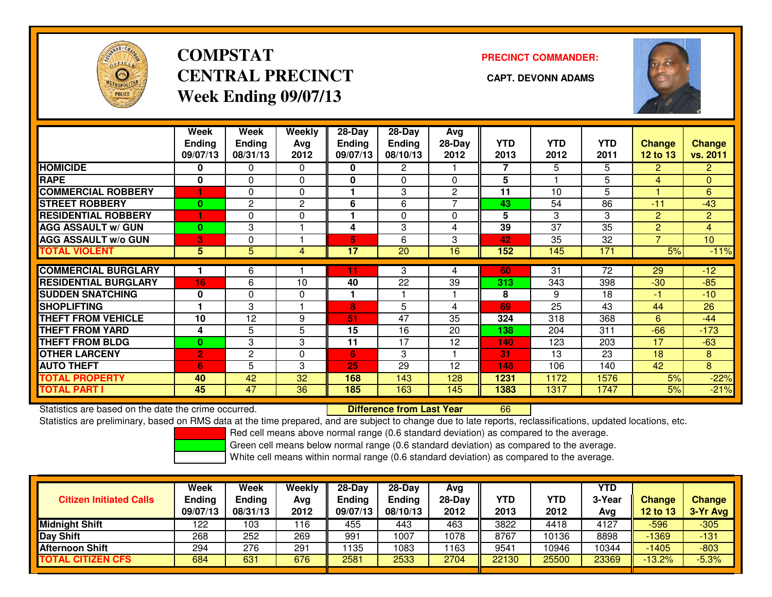# COMPSTAT
# CENTRAL PRECINCT
## Week Ending 09/07/13

**PRECINCT COMMANDER:**

**CAPT. DEVONN ADAMS**

| | Week Ending 09/07/13 | Week Ending 08/31/13 | Weekly Avg 2012 | 28-Day Ending 09/07/13 | 28-Day Ending 08/10/13 | Avg 28-Day 2012 | YTD 2013 | YTD 2012 | YTD 2011 | Change 12 to 13 | Change vs. 2011 |
|---|---|---|---|---|---|---|---|---|---|---|---|
| HOMICIDE | 0 | 0 | 0 | 0 | 2 | 1 | 7 | 5 | 5 | 2 | 2 |
| RAPE | 0 | 0 | 0 | 0 | 0 | 0 | 5 | 1 | 5 | 4 | 0 |
| COMMERCIAL ROBBERY | 1 | 0 | 0 | 1 | 3 | 2 | 11 | 10 | 5 | 1 | 6 |
| STREET ROBBERY | 0 | 2 | 2 | 6 | 6 | 7 | 43 | 54 | 86 | -11 | -43 |
| RESIDENTIAL ROBBERY | 1 | 0 | 0 | 1 | 0 | 0 | 5 | 3 | 3 | 2 | 2 |
| AGG ASSAULT w/ GUN | 0 | 3 | 1 | 4 | 3 | 4 | 39 | 37 | 35 | 2 | 4 |
| AGG ASSAULT w/o GUN | 3 | 0 | 1 | 5 | 6 | 3 | 42 | 35 | 32 | 7 | 10 |
| TOTAL VIOLENT | 5 | 5 | 4 | 17 | 20 | 16 | 152 | 145 | 171 | 5% | -11% |
| COMMERCIAL BURGLARY | 1 | 6 | 1 | 11 | 3 | 4 | 60 | 31 | 72 | 29 | -12 |
| RESIDENTIAL BURGLARY | 16 | 6 | 10 | 40 | 22 | 39 | 313 | 343 | 398 | -30 | -85 |
| SUDDEN SNATCHING | 0 | 0 | 0 | 1 | 1 | 1 | 8 | 9 | 18 | -1 | -10 |
| SHOPLIFTING | 1 | 3 | 1 | 8 | 5 | 4 | 69 | 25 | 43 | 44 | 26 |
| THEFT FROM VEHICLE | 10 | 12 | 9 | 51 | 47 | 35 | 324 | 318 | 368 | 6 | -44 |
| THEFT FROM YARD | 4 | 5 | 5 | 15 | 16 | 20 | 138 | 204 | 311 | -66 | -173 |
| THEFT FROM BLDG | 0 | 3 | 3 | 11 | 17 | 12 | 140 | 123 | 203 | 17 | -63 |
| OTHER LARCENY | 2 | 2 | 0 | 6 | 3 | 1 | 31 | 13 | 23 | 18 | 8 |
| AUTO THEFT | 6 | 5 | 3 | 25 | 29 | 12 | 148 | 106 | 140 | 42 | 8 |
| TOTAL PROPERTY | 40 | 42 | 32 | 168 | 143 | 128 | 1231 | 1172 | 1576 | 5% | -22% |
| TOTAL PART I | 45 | 47 | 36 | 185 | 163 | 145 | 1383 | 1317 | 1747 | 5% | -21% |

Statistics are based on the date the crime occurred. **Difference from Last Year** 66

Statistics are preliminary, based on RMS data at the time prepared, and are subject to change due to late reports, reclassifications, updated locations, etc.

Red cell means above normal range (0.6 standard deviation) as compared to the average.

Green cell means below normal range (0.6 standard deviation) as compared to the average.

White cell means within normal range (0.6 standard deviation) as compared to the average.

| Citizen Initiated Calls | Week Ending 09/07/13 | Week Ending 08/31/13 | Weekly Avg 2012 | 28-Day Ending 09/07/13 | 28-Day Ending 08/10/13 | Avg 28-Day 2012 | YTD 2013 | YTD 2012 | YTD 3-Year Avg | Change 12 to 13 | Change 3-Yr Avg |
|---|---|---|---|---|---|---|---|---|---|---|---|
| Midnight Shift | 122 | 103 | 116 | 455 | 443 | 463 | 3822 | 4418 | 4127 | -596 | -305 |
| Day Shift | 268 | 252 | 269 | 991 | 1007 | 1078 | 8767 | 10136 | 8898 | -1369 | -131 |
| Afternoon Shift | 294 | 276 | 291 | 1135 | 1083 | 1163 | 9541 | 10946 | 10344 | -1405 | -803 |
| TOTAL CITIZEN CFS | 684 | 631 | 676 | 2581 | 2533 | 2704 | 22130 | 25500 | 23369 | -13.2% | -5.3% |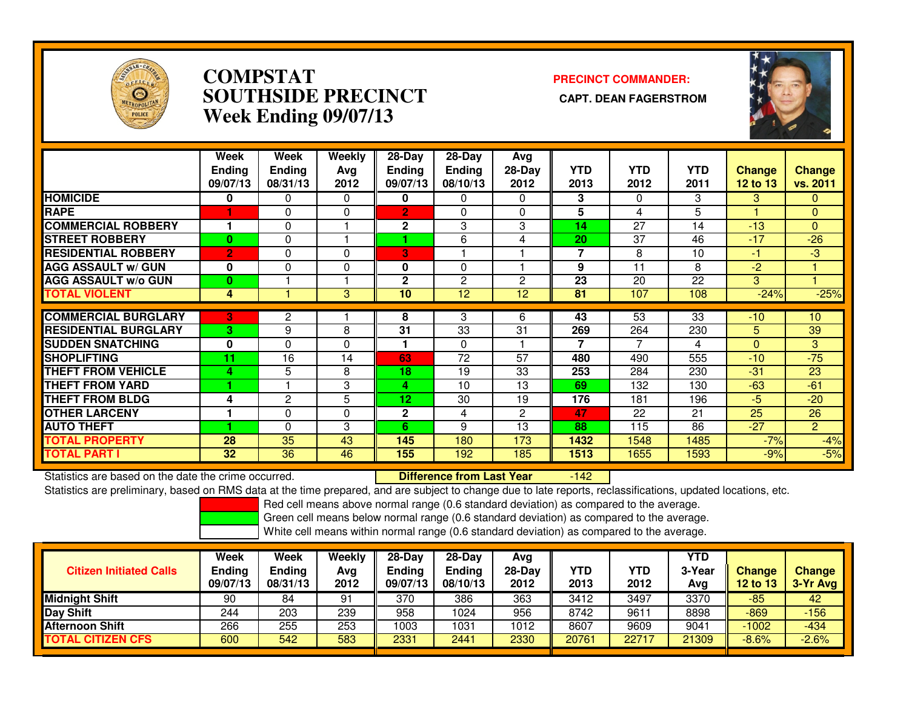# COMPSTAT
# SOUTHSIDE PRECINCT
# Week Ending 09/07/13

**PRECINCT COMMANDER:**

**CAPT. DEAN FAGERSTROM**

| | Week Ending 09/07/13 | Week Ending 08/31/13 | Weekly Avg 2012 | 28-Day Ending 09/07/13 | 28-Day Ending 08/10/13 | Avg 28-Day 2012 | YTD 2013 | YTD 2012 | YTD 2011 | Change 12 to 13 | Change vs. 2011 |
|---|---|---|---|---|---|---|---|---|---|---|---|
| HOMICIDE | 0 | 0 | 0 | 0 | 0 | 0 | 3 | 0 | 3 | 3 | 0 |
| RAPE | 1 | 0 | 0 | 2 | 0 | 0 | 5 | 4 | 5 | 1 | 0 |
| COMMERCIAL ROBBERY | 1 | 0 | 1 | 2 | 3 | 3 | 14 | 27 | 14 | -13 | 0 |
| STREET ROBBERY | 0 | 0 | 1 | 1 | 6 | 4 | 20 | 37 | 46 | -17 | -26 |
| RESIDENTIAL ROBBERY | 2 | 0 | 0 | 3 | 1 | 1 | 7 | 8 | 10 | -1 | -3 |
| AGG ASSAULT w/ GUN | 0 | 0 | 0 | 0 | 0 | 1 | 9 | 11 | 8 | -2 | 1 |
| AGG ASSAULT w/o GUN | 0 | 1 | 1 | 2 | 2 | 2 | 23 | 20 | 22 | 3 | 1 |
| TOTAL VIOLENT | 4 | 1 | 3 | 10 | 12 | 12 | 81 | 107 | 108 | -24% | -25% |
| COMMERCIAL BURGLARY | 3 | 2 | 1 | 8 | 3 | 6 | 43 | 53 | 33 | -10 | 10 |
| RESIDENTIAL BURGLARY | 3 | 9 | 8 | 31 | 33 | 31 | 269 | 264 | 230 | 5 | 39 |
| SUDDEN SNATCHING | 0 | 0 | 0 | 1 | 0 | 1 | 7 | 7 | 4 | 0 | 3 |
| SHOPLIFTING | 11 | 16 | 14 | 63 | 72 | 57 | 480 | 490 | 555 | -10 | -75 |
| THEFT FROM VEHICLE | 4 | 5 | 8 | 18 | 19 | 33 | 253 | 284 | 230 | -31 | 23 |
| THEFT FROM YARD | 1 | 1 | 3 | 4 | 10 | 13 | 69 | 132 | 130 | -63 | -61 |
| THEFT FROM BLDG | 4 | 2 | 5 | 12 | 30 | 19 | 176 | 181 | 196 | -5 | -20 |
| OTHER LARCENY | 1 | 0 | 0 | 2 | 4 | 2 | 47 | 22 | 21 | 25 | 26 |
| AUTO THEFT | 1 | 0 | 3 | 6 | 9 | 13 | 88 | 115 | 86 | -27 | 2 |
| TOTAL PROPERTY | 28 | 35 | 43 | 145 | 180 | 173 | 1432 | 1548 | 1485 | -7% | -4% |
| TOTAL PART I | 32 | 36 | 46 | 155 | 192 | 185 | 1513 | 1655 | 1593 | -9% | -5% |

Statistics are based on the date the crime occurred. **Difference from Last Year** -142

Statistics are preliminary, based on RMS data at the time prepared, and are subject to change due to late reports, reclassifications, updated locations, etc.

Red cell means above normal range (0.6 standard deviation) as compared to the average.
Green cell means below normal range (0.6 standard deviation) as compared to the average.
White cell means within normal range (0.6 standard deviation) as compared to the average.

| Citizen Initiated Calls | Week Ending 09/07/13 | Week Ending 08/31/13 | Weekly Avg 2012 | 28-Day Ending 09/07/13 | 28-Day Ending 08/10/13 | Avg 28-Day 2012 | YTD 2013 | YTD 2012 | YTD 3-Year Avg | Change 12 to 13 | Change 3-Yr Avg |
|---|---|---|---|---|---|---|---|---|---|---|---|
| Midnight Shift | 90 | 84 | 91 | 370 | 386 | 363 | 3412 | 3497 | 3370 | -85 | 42 |
| Day Shift | 244 | 203 | 239 | 958 | 1024 | 956 | 8742 | 9611 | 8898 | -869 | -156 |
| Afternoon Shift | 266 | 255 | 253 | 1003 | 1031 | 1012 | 8607 | 9609 | 9041 | -1002 | -434 |
| TOTAL CITIZEN CFS | 600 | 542 | 583 | 2331 | 2441 | 2330 | 20761 | 22717 | 21309 | -8.6% | -2.6% |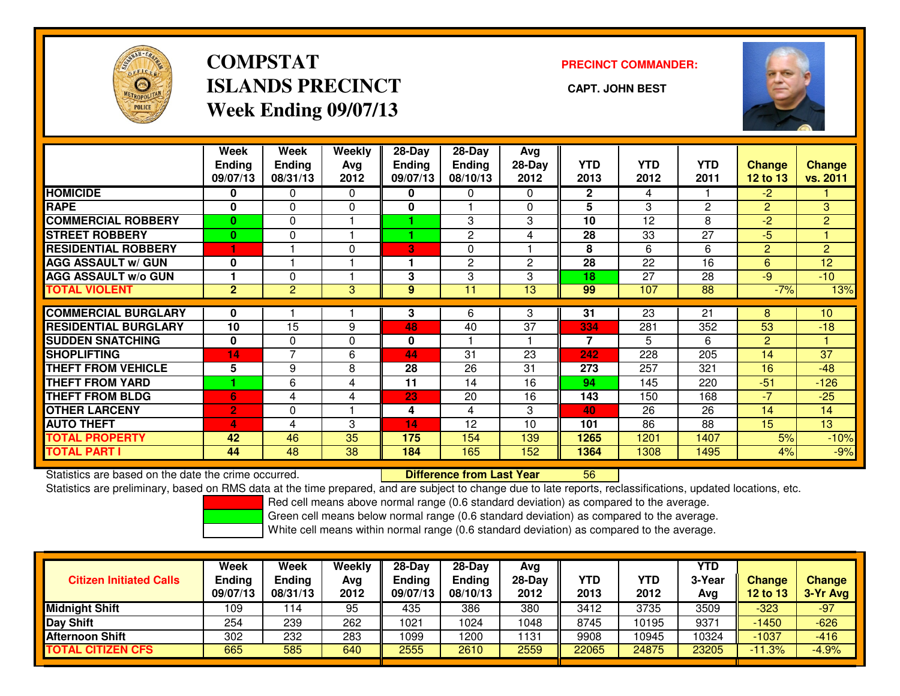# COMPSTAT
# ISLANDS PRECINCT
# Week Ending 09/07/13

**PRECINCT COMMANDER:**

**CAPT. JOHN BEST**

| | Week Ending 09/07/13 | Week Ending 08/31/13 | Weekly Avg 2012 | 28-Day Ending 09/07/13 | 28-Day Ending 08/10/13 | Avg 28-Day 2012 | YTD 2013 | YTD 2012 | YTD 2011 | Change 12 to 13 | Change vs. 2011 |
|---|---|---|---|---|---|---|---|---|---|---|---|
| **HOMICIDE** | **0** | 0 | 0 | **0** | 0 | 0 | **2** | 4 | 1 | -2 | 1 |
| **RAPE** | **0** | 0 | 0 | **0** | 1 | 0 | **5** | 3 | 2 | 2 | 3 |
| **COMMERCIAL ROBBERY** | **0** | 0 | 1 | **1** | 3 | 3 | **10** | 12 | 8 | -2 | 2 |
| **STREET ROBBERY** | **0** | 0 | 1 | **1** | 2 | 4 | **28** | 33 | 27 | -5 | 1 |
| **RESIDENTIAL ROBBERY** | **1** | 1 | 0 | **3** | 0 | 1 | **8** | 6 | 6 | 2 | 2 |
| **AGG ASSAULT w/ GUN** | **0** | 1 | 1 | **1** | 2 | 2 | **28** | 22 | 16 | 6 | 12 |
| **AGG ASSAULT w/o GUN** | **1** | 0 | 1 | **3** | 3 | 3 | **18** | 27 | 28 | -9 | -10 |
| **TOTAL VIOLENT** | **2** | 2 | 3 | **9** | 11 | 13 | **99** | 107 | 88 | -7% | 13% |
| **COMMERCIAL BURGLARY** | **0** | 1 | 1 | **3** | 6 | 3 | **31** | 23 | 21 | 8 | 10 |
| **RESIDENTIAL BURGLARY** | **10** | 15 | 9 | **48** | 40 | 37 | **334** | 281 | 352 | 53 | -18 |
| **SUDDEN SNATCHING** | **0** | 0 | 0 | **0** | 1 | 1 | **7** | 5 | 6 | 2 | 1 |
| **SHOPLIFTING** | **14** | 7 | 6 | **44** | 31 | 23 | **242** | 228 | 205 | 14 | 37 |
| **THEFT FROM VEHICLE** | **5** | 9 | 8 | **28** | 26 | 31 | **273** | 257 | 321 | 16 | -48 |
| **THEFT FROM YARD** | **1** | 6 | 4 | **11** | 14 | 16 | **94** | 145 | 220 | -51 | -126 |
| **THEFT FROM BLDG** | **6** | 4 | 4 | **23** | 20 | 16 | **143** | 150 | 168 | -7 | -25 |
| **OTHER LARCENY** | **2** | 0 | 1 | **4** | 4 | 3 | **40** | 26 | 26 | 14 | 14 |
| **AUTO THEFT** | **4** | 4 | 3 | **14** | 12 | 10 | **101** | 86 | 88 | 15 | 13 |
| **TOTAL PROPERTY** | **42** | 46 | 35 | **175** | 154 | 139 | **1265** | 1201 | 1407 | 5% | -10% |
| **TOTAL PART I** | **44** | 48 | 38 | **184** | 165 | 152 | **1364** | 1308 | 1495 | 4% | -9% |

Statistics are based on the date the crime occurred. **Difference from Last Year** 56

Statistics are preliminary, based on RMS data at the time prepared, and are subject to change due to late reports, reclassifications, updated locations, etc.

Red cell means above normal range (0.6 standard deviation) as compared to the average.

Green cell means below normal range (0.6 standard deviation) as compared to the average.

White cell means within normal range (0.6 standard deviation) as compared to the average.

| Citizen Initiated Calls | Week Ending 09/07/13 | Week Ending 08/31/13 | Weekly Avg 2012 | 28-Day Ending 09/07/13 | 28-Day Ending 08/10/13 | Avg 28-Day 2012 | YTD 2013 | YTD 2012 | YTD 3-Year Avg | Change 12 to 13 | Change 3-Yr Avg |
|---|---|---|---|---|---|---|---|---|---|---|---|
| **Midnight Shift** | 109 | 114 | 95 | 435 | 386 | 380 | 3412 | 3735 | 3509 | -323 | -97 |
| **Day Shift** | 254 | 239 | 262 | 1021 | 1024 | 1048 | 8745 | 10195 | 9371 | -1450 | -626 |
| **Afternoon Shift** | 302 | 232 | 283 | 1099 | 1200 | 1131 | 9908 | 10945 | 10324 | -1037 | -416 |
| **TOTAL CITIZEN CFS** | 665 | 585 | 640 | 2555 | 2610 | 2559 | 22065 | 24875 | 23205 | -11.3% | -4.9% |